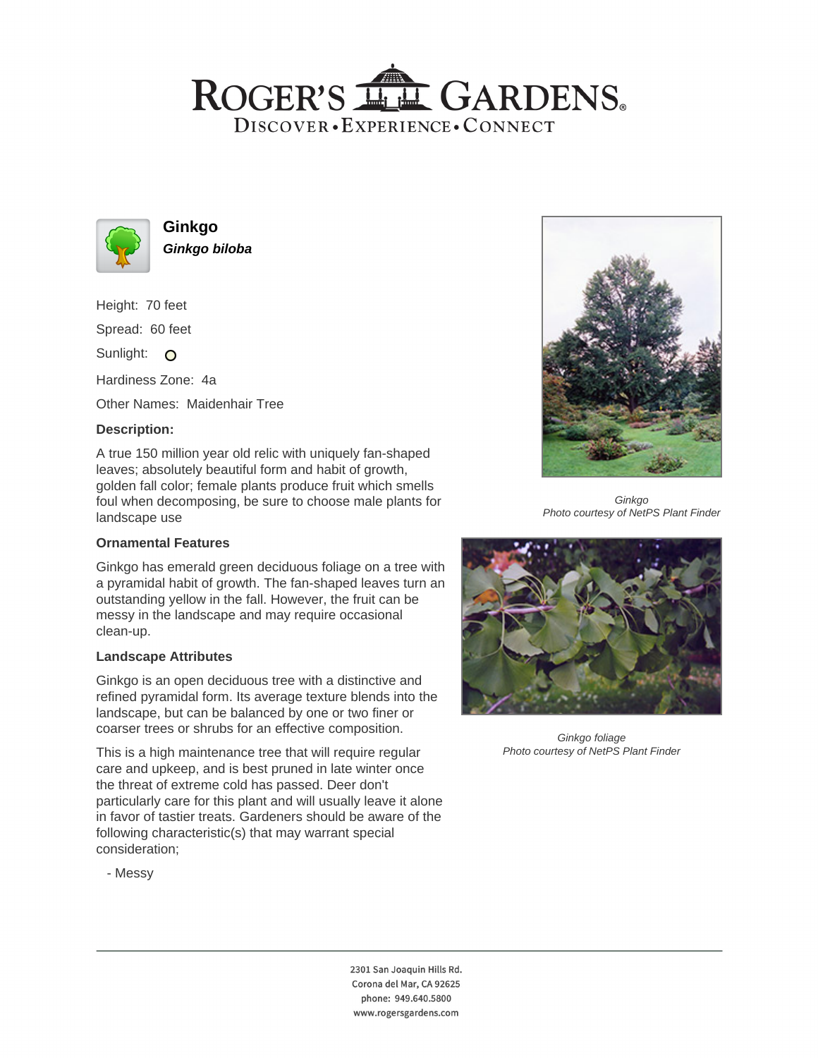# ROGER'S GARDENS

DISCOVER • EXPERIENCE • CONNECT

## Ginkgo

***Ginkgo biloba***

Height: 70 feet

Spread: 60 feet

Sunlight: ○

Hardiness Zone: 4a

Other Names: Maidenhair Tree

### Description:

A true 150 million year old relic with uniquely fan-shaped leaves; absolutely beautiful form and habit of growth, golden fall color; female plants produce fruit which smells foul when decomposing, be sure to choose male plants for landscape use

*Ginkgo*
*Photo courtesy of NetPS Plant Finder*

### Ornamental Features

Ginkgo has emerald green deciduous foliage on a tree with a pyramidal habit of growth. The fan-shaped leaves turn an outstanding yellow in the fall. However, the fruit can be messy in the landscape and may require occasional clean-up.

### Landscape Attributes

Ginkgo is an open deciduous tree with a distinctive and refined pyramidal form. Its average texture blends into the landscape, but can be balanced by one or two finer or coarser trees or shrubs for an effective composition.

This is a high maintenance tree that will require regular care and upkeep, and is best pruned in late winter once the threat of extreme cold has passed. Deer don't particularly care for this plant and will usually leave it alone in favor of tastier treats. Gardeners should be aware of the following characteristic(s) that may warrant special consideration;

- Messy

*Ginkgo foliage*
*Photo courtesy of NetPS Plant Finder*

2301 San Joaquin Hills Rd.
Corona del Mar, CA 92625
phone: 949.640.5800
www.rogersgardens.com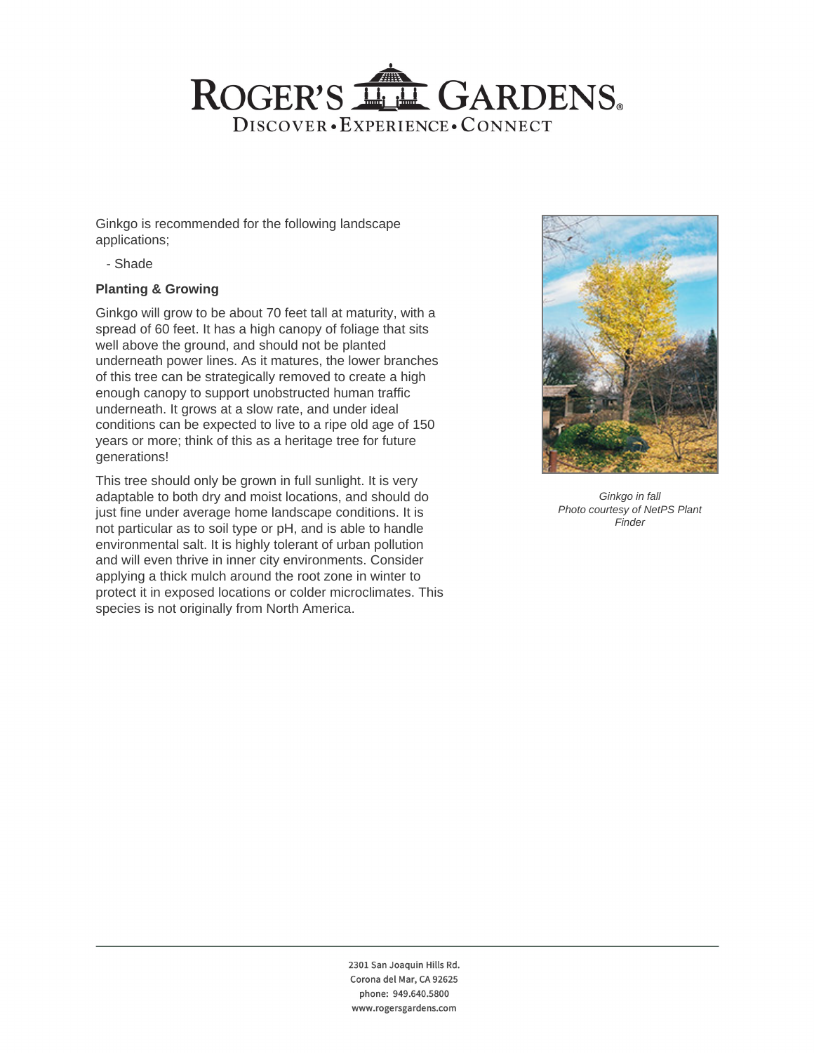Ginkgo is recommended for the following landscape applications;

- Shade

**Planting & Growing**

Ginkgo will grow to be about 70 feet tall at maturity, with a spread of 60 feet. It has a high canopy of foliage that sits well above the ground, and should not be planted underneath power lines. As it matures, the lower branches of this tree can be strategically removed to create a high enough canopy to support unobstructed human traffic underneath. It grows at a slow rate, and under ideal conditions can be expected to live to a ripe old age of 150 years or more; think of this as a heritage tree for future generations!

This tree should only be grown in full sunlight. It is very adaptable to both dry and moist locations, and should do just fine under average home landscape conditions. It is not particular as to soil type or pH, and is able to handle environmental salt. It is highly tolerant of urban pollution and will even thrive in inner city environments. Consider applying a thick mulch around the root zone in winter to protect it in exposed locations or colder microclimates. This species is not originally from North America.

*Ginkgo in fall*
*Photo courtesy of NetPS Plant Finder*

2301 San Joaquin Hills Rd.
Corona del Mar, CA 92625
phone: 949.640.5800
www.rogersgardens.com